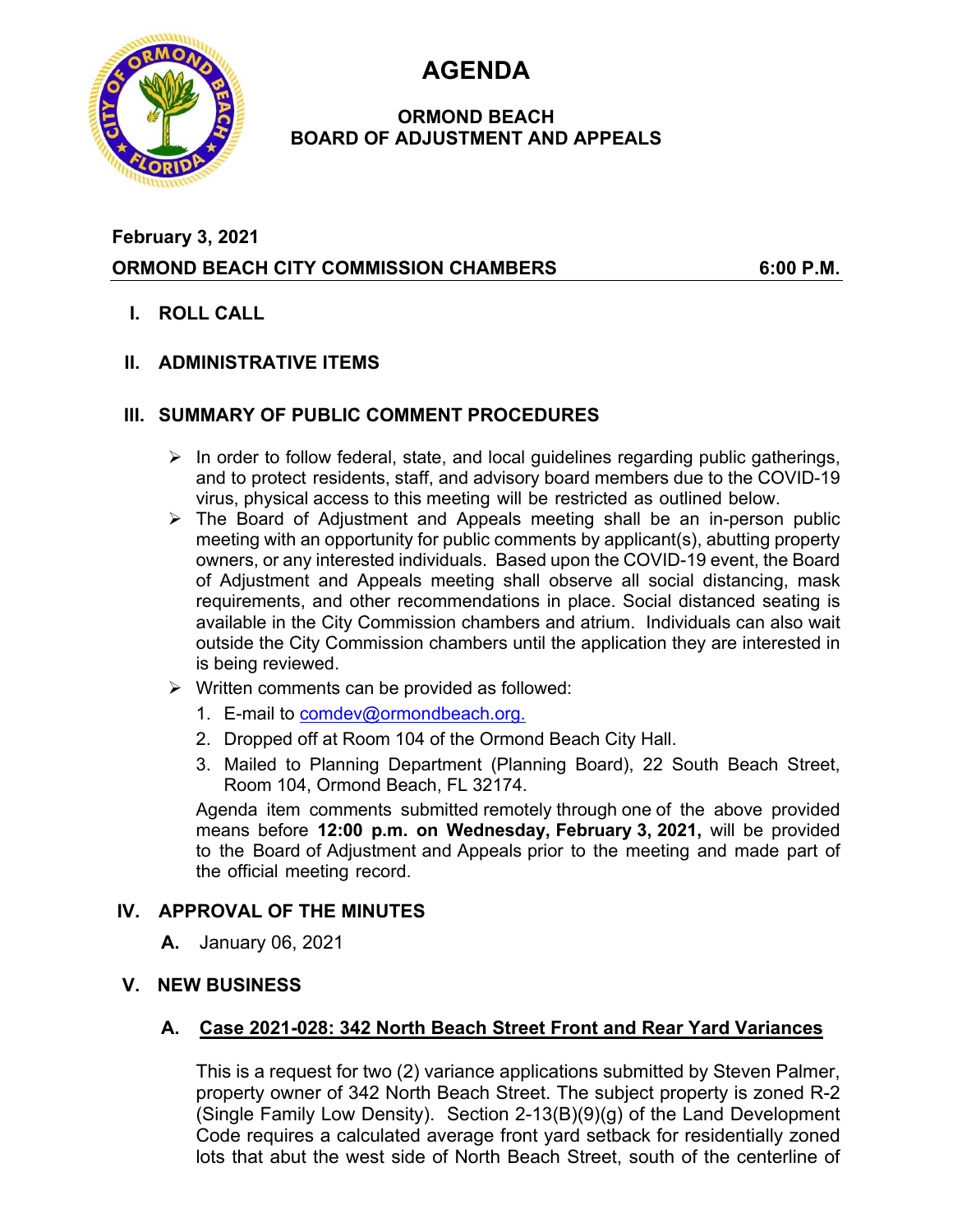# AGENDA

## ORMOND BEACH
## BOARD OF ADJUSTMENT AND APPEALS

**February 3, 2021**

**ORMOND BEACH CITY COMMISSION CHAMBERS 6:00 P.M.**

## I. ROLL CALL

## II. ADMINISTRATIVE ITEMS

## III. SUMMARY OF PUBLIC COMMENT PROCEDURES

- In order to follow federal, state, and local guidelines regarding public gatherings, and to protect residents, staff, and advisory board members due to the COVID-19 virus, physical access to this meeting will be restricted as outlined below.
- The Board of Adjustment and Appeals meeting shall be an in-person public meeting with an opportunity for public comments by applicant(s), abutting property owners, or any interested individuals. Based upon the COVID-19 event, the Board of Adjustment and Appeals meeting shall observe all social distancing, mask requirements, and other recommendations in place. Social distanced seating is available in the City Commission chambers and atrium. Individuals can also wait outside the City Commission chambers until the application they are interested in is being reviewed.
- Written comments can be provided as followed:
  1. E-mail to comdev@ormondbeach.org.
  2. Dropped off at Room 104 of the Ormond Beach City Hall.
  3. Mailed to Planning Department (Planning Board), 22 South Beach Street, Room 104, Ormond Beach, FL 32174.

  Agenda item comments submitted remotely through one of the above provided means before **12:00 p.m. on Wednesday, February 3, 2021,** will be provided to the Board of Adjustment and Appeals prior to the meeting and made part of the official meeting record.

## IV. APPROVAL OF THE MINUTES

**A.** January 06, 2021

## V. NEW BUSINESS

### A. Case 2021-028: 342 North Beach Street Front and Rear Yard Variances

This is a request for two (2) variance applications submitted by Steven Palmer, property owner of 342 North Beach Street. The subject property is zoned R-2 (Single Family Low Density). Section 2-13(B)(9)(g) of the Land Development Code requires a calculated average front yard setback for residentially zoned lots that abut the west side of North Beach Street, south of the centerline of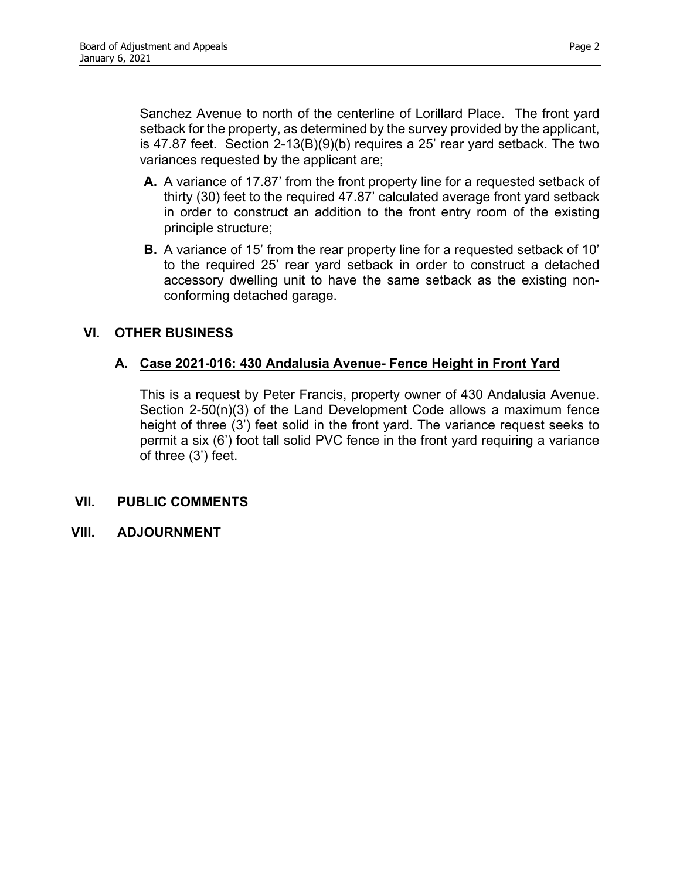Sanchez Avenue to north of the centerline of Lorillard Place. The front yard setback for the property, as determined by the survey provided by the applicant, is 47.87 feet. Section 2-13(B)(9)(b) requires a 25' rear yard setback. The two variances requested by the applicant are;

**A.** A variance of 17.87' from the front property line for a requested setback of thirty (30) feet to the required 47.87' calculated average front yard setback in order to construct an addition to the front entry room of the existing principle structure;

**B.** A variance of 15' from the rear property line for a requested setback of 10' to the required 25' rear yard setback in order to construct a detached accessory dwelling unit to have the same setback as the existing non-conforming detached garage.

## VI. OTHER BUSINESS

### A. Case 2021-016: 430 Andalusia Avenue- Fence Height in Front Yard

This is a request by Peter Francis, property owner of 430 Andalusia Avenue. Section 2-50(n)(3) of the Land Development Code allows a maximum fence height of three (3') feet solid in the front yard. The variance request seeks to permit a six (6') foot tall solid PVC fence in the front yard requiring a variance of three (3') feet.

## VII. PUBLIC COMMENTS

## VIII. ADJOURNMENT